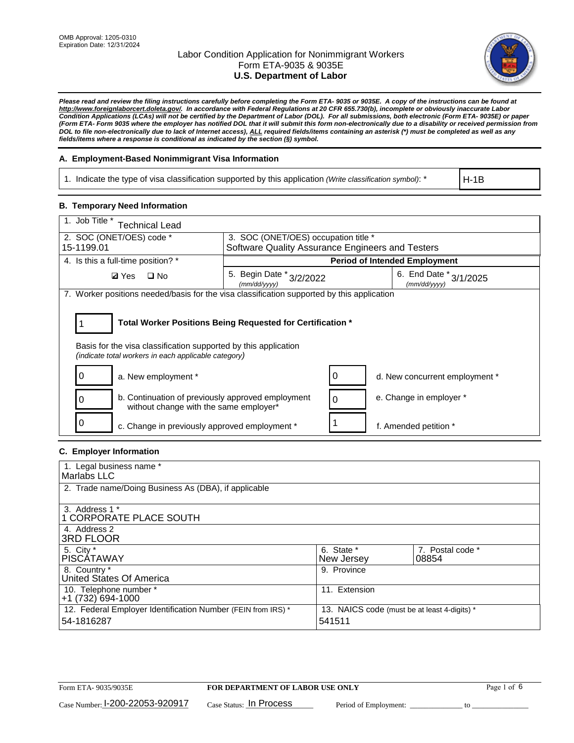OMB Approval: 1205-0310
Expiration Date: 12/31/2024

# Labor Condition Application for Nonimmigrant Workers
## Form ETA-9035 & 9035E
## U.S. Department of Labor

***Please read and review the filing instructions carefully before completing the Form ETA- 9035 or 9035E. A copy of the instructions can be found at http://www.foreignlaborcert.doleta.gov/. In accordance with Federal Regulations at 20 CFR 655.730(b), incomplete or obviously inaccurate Labor Condition Applications (LCAs) will not be certified by the Department of Labor (DOL). For all submissions, both electronic (Form ETA- 9035E) or paper (Form ETA- Form 9035 where the employer has notified DOL that it will submit this form non-electronically due to a disability or received permission from DOL to file non-electronically due to lack of Internet access), ALL required fields/items containing an asterisk (*) must be completed as well as any fields/items where a response is conditional as indicated by the section (§) symbol.***

### A. Employment-Based Nonimmigrant Visa Information

| 1. Indicate the type of visa classification supported by this application *(Write classification symbol)*: * | H-1B |
|---|---|

### B. Temporary Need Information

| 1. Job Title * Technical Lead | | |
|---|---|---|
| 2. SOC (ONET/OES) code * 15-1199.01 | 3. SOC (ONET/OES) occupation title * Software Quality Assurance Engineers and Testers | |
| 4. Is this a full-time position? * ☑ Yes ☐ No | **Period of Intended Employment** | |
| | 5. Begin Date * *(mm/dd/yyyy)* 3/2/2022 | 6. End Date * *(mm/dd/yyyy)* 3/1/2025 |

7. Worker positions needed/basis for the visa classification supported by this application

**1** — **Total Worker Positions Being Requested for Certification \***

Basis for the visa classification supported by this application
*(indicate total workers in each applicable category)*

| Count | Category | Count | Category |
|---|---|---|---|
| 0 | a. New employment * | 0 | d. New concurrent employment * |
| 0 | b. Continuation of previously approved employment without change with the same employer* | 0 | e. Change in employer * |
| 0 | c. Change in previously approved employment * | 1 | f. Amended petition * |

### C. Employer Information

| 1. Legal business name * Marlabs LLC | | |
|---|---|---|
| 2. Trade name/Doing Business As (DBA), if applicable | | |
| 3. Address 1 * 1 CORPORATE PLACE SOUTH | | |
| 4. Address 2 3RD FLOOR | | |
| 5. City * PISCATAWAY | 6. State * New Jersey | 7. Postal code * 08854 |
| 8. Country * United States Of America | 9. Province | |
| 10. Telephone number * +1 (732) 694-1000 | 11. Extension | |
| 12. Federal Employer Identification Number (FEIN from IRS) * 54-1816287 | 13. NAICS code (must be at least 4-digits) * 541511 | |

Form ETA- 9035/9035E — **FOR DEPARTMENT OF LABOR USE ONLY**

Case Number: I-200-22053-920917 Case Status: In Process Period of Employment: \_\_\_\_\_\_\_\_\_\_\_\_ to \_\_\_\_\_\_\_\_\_\_\_\_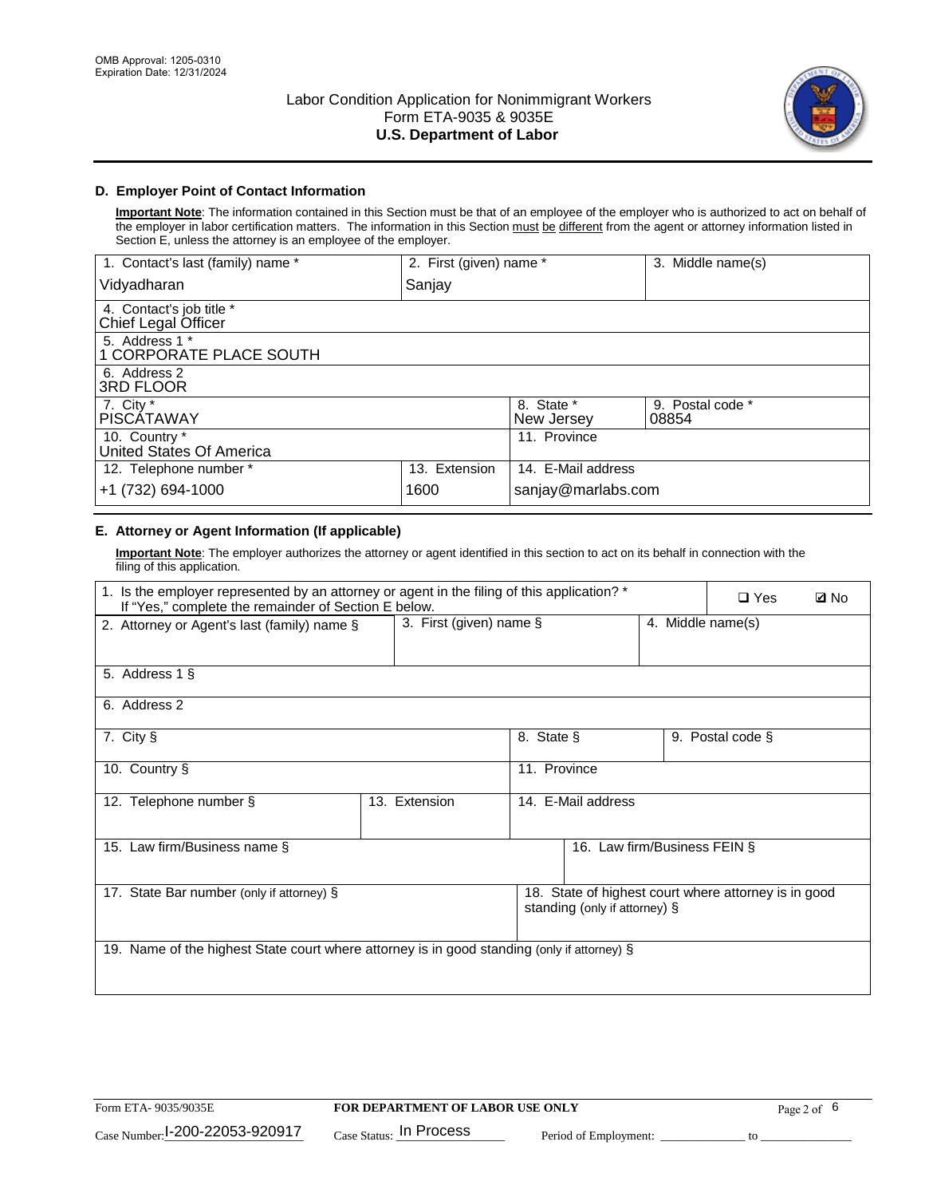OMB Approval: 1205-0310
Expiration Date: 12/31/2024

# Labor Condition Application for Nonimmigrant Workers
## Form ETA-9035 & 9035E
## U.S. Department of Labor

### D. Employer Point of Contact Information

**Important Note**: The information contained in this Section must be that of an employee of the employer who is authorized to act on behalf of the employer in labor certification matters. The information in this Section must be different from the agent or attorney information listed in Section E, unless the attorney is an employee of the employer.

| 1. Contact's last (family) name * | 2. First (given) name * | | 3. Middle name(s) |
|---|---|---|---|
| Vidyadharan | Sanjay | | |
| 4. Contact's job title * Chief Legal Officer | | | |
| 5. Address 1 * 1 CORPORATE PLACE SOUTH | | | |
| 6. Address 2 3RD FLOOR | | | |
| 7. City * PISCATAWAY | | 8. State * New Jersey | 9. Postal code * 08854 |
| 10. Country * United States Of America | | 11. Province | |
| 12. Telephone number * | 13. Extension | 14. E-Mail address | |
| +1 (732) 694-1000 | 1600 | sanjay@marlabs.com | |

### E. Attorney or Agent Information (If applicable)

**Important Note**: The employer authorizes the attorney or agent identified in this section to act on its behalf in connection with the filing of this application.

| 1. Is the employer represented by an attorney or agent in the filing of this application? * If "Yes," complete the remainder of Section E below. | | ❑ Yes | ☑ No |
|---|---|---|---|
| 2. Attorney or Agent's last (family) name § | 3. First (given) name § | | 4. Middle name(s) |
| 5. Address 1 § | | | |
| 6. Address 2 | | | |
| 7. City § | | 8. State § | 9. Postal code § |
| 10. Country § | | 11. Province | |
| 12. Telephone number § | 13. Extension | 14. E-Mail address | |
| 15. Law firm/Business name § | | 16. Law firm/Business FEIN § | |
| 17. State Bar number (only if attorney) § | | 18. State of highest court where attorney is in good standing (only if attorney) § | |
| 19. Name of the highest State court where attorney is in good standing (only if attorney) § | | | |

Form ETA- 9035/9035E | FOR DEPARTMENT OF LABOR USE ONLY

Case Number: I-200-22053-920917 Case Status: In Process Period of Employment: _____________ to _______________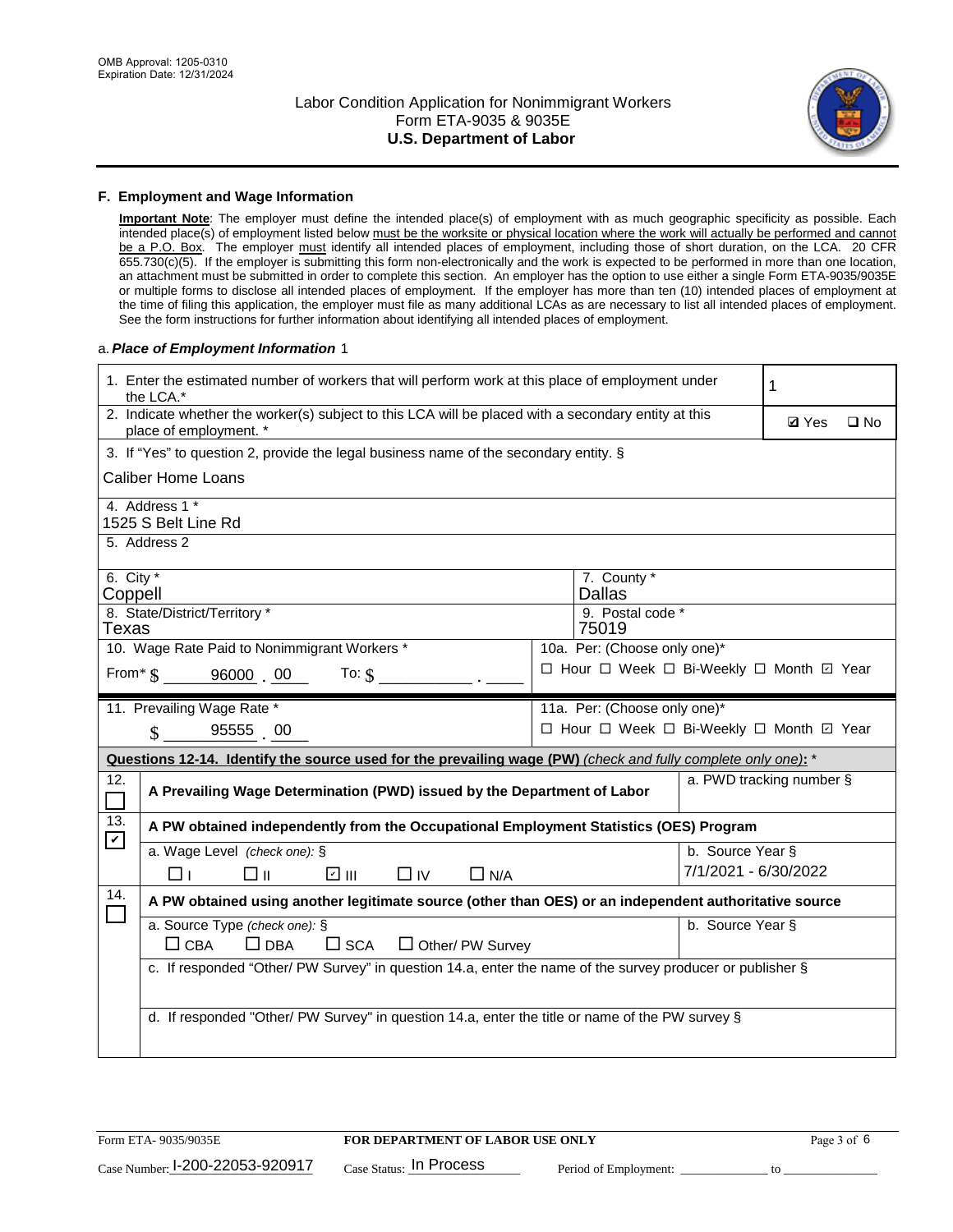## F. Employment and Wage Information

**Important Note**: The employer must define the intended place(s) of employment with as much geographic specificity as possible. Each intended place(s) of employment listed below must be the worksite or physical location where the work will actually be performed and cannot be a P.O. Box. The employer must identify all intended places of employment, including those of short duration, on the LCA. 20 CFR 655.730(c)(5). If the employer is submitting this form non-electronically and the work is expected to be performed in more than one location, an attachment must be submitted in order to complete this section. An employer has the option to use either a single Form ETA-9035/9035E or multiple forms to disclose all intended places of employment. If the employer has more than ten (10) intended places of employment at the time of filing this application, the employer must file as many additional LCAs as are necessary to list all intended places of employment. See the form instructions for further information about identifying all intended places of employment.

a. *Place of Employment Information* 1

| | |
|---|---|
| 1. Enter the estimated number of workers that will perform work at this place of employment under the LCA.* | 1 |
| 2. Indicate whether the worker(s) subject to this LCA will be placed with a secondary entity at this place of employment. * | ☑ Yes ☐ No |
| 3. If "Yes" to question 2, provide the legal business name of the secondary entity. § Caliber Home Loans | |
| 4. Address 1 * 1525 S Belt Line Rd | |
| 5. Address 2 | |
| 6. City * Coppell | 7. County * Dallas |
| 8. State/District/Territory * Texas | 9. Postal code * 75019 |
| 10. Wage Rate Paid to Nonimmigrant Workers * From* $ 96000 . 00 To: $ ____ . ____ | 10a. Per: (Choose only one)* ☐ Hour ☐ Week ☐ Bi-Weekly ☐ Month ☑ Year |
| 11. Prevailing Wage Rate * $ 95555 . 00 | 11a. Per: (Choose only one)* ☐ Hour ☐ Week ☐ Bi-Weekly ☐ Month ☑ Year |

**Questions 12-14. Identify the source used for the prevailing wage (PW)** *(check and fully complete only one)*: *

| | | |
|---|---|---|
| 12. ☐ | **A Prevailing Wage Determination (PWD) issued by the Department of Labor** | a. PWD tracking number § |
| 13. ☑ | **A PW obtained independently from the Occupational Employment Statistics (OES) Program** | |
| | a. Wage Level *(check one)*: § ☐ I ☐ II ☑ III ☐ IV ☐ N/A | b. Source Year § 7/1/2021 - 6/30/2022 |
| 14. ☐ | **A PW obtained using another legitimate source (other than OES) or an independent authoritative source** | |
| | a. Source Type *(check one)*: § ☐ CBA ☐ DBA ☐ SCA ☐ Other/ PW Survey | b. Source Year § |
| | c. If responded "Other/ PW Survey" in question 14.a, enter the name of the survey producer or publisher § | |
| | d. If responded "Other/ PW Survey" in question 14.a, enter the title or name of the PW survey § | |

Form ETA- 9035/9035E | **FOR DEPARTMENT OF LABOR USE ONLY**

Case Number: I-200-22053-920917 Case Status: In Process Period of Employment: ____________ to ____________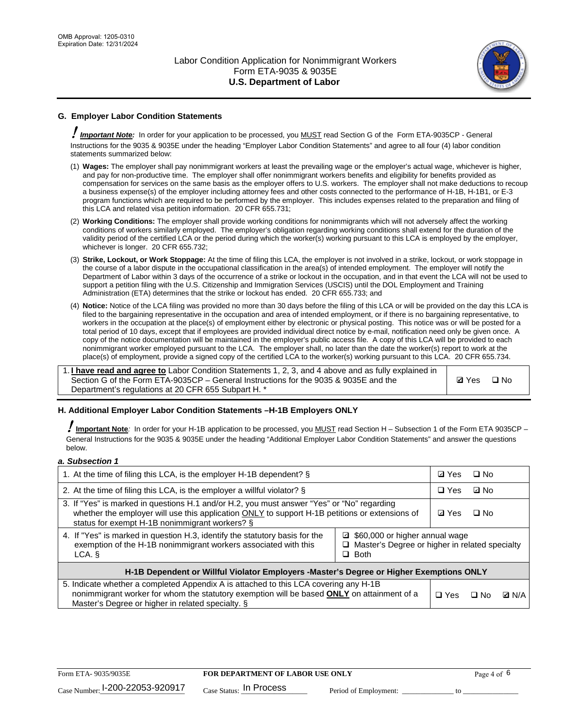## G. Employer Labor Condition Statements

! ***Important Note:*** In order for your application to be processed, you MUST read Section G of the Form ETA-9035CP - General Instructions for the 9035 & 9035E under the heading "Employer Labor Condition Statements" and agree to all four (4) labor condition statements summarized below:

(1) **Wages:** The employer shall pay nonimmigrant workers at least the prevailing wage or the employer's actual wage, whichever is higher, and pay for non-productive time. The employer shall offer nonimmigrant workers benefits and eligibility for benefits provided as compensation for services on the same basis as the employer offers to U.S. workers. The employer shall not make deductions to recoup a business expense(s) of the employer including attorney fees and other costs connected to the performance of H-1B, H-1B1, or E-3 program functions which are required to be performed by the employer. This includes expenses related to the preparation and filing of this LCA and related visa petition information. 20 CFR 655.731;

(2) **Working Conditions:** The employer shall provide working conditions for nonimmigrants which will not adversely affect the working conditions of workers similarly employed. The employer's obligation regarding working conditions shall extend for the duration of the validity period of the certified LCA or the period during which the worker(s) working pursuant to this LCA is employed by the employer, whichever is longer. 20 CFR 655.732;

(3) **Strike, Lockout, or Work Stoppage:** At the time of filing this LCA, the employer is not involved in a strike, lockout, or work stoppage in the course of a labor dispute in the occupational classification in the area(s) of intended employment. The employer will notify the Department of Labor within 3 days of the occurrence of a strike or lockout in the occupation, and in that event the LCA will not be used to support a petition filing with the U.S. Citizenship and Immigration Services (USCIS) until the DOL Employment and Training Administration (ETA) determines that the strike or lockout has ended. 20 CFR 655.733; and

(4) **Notice:** Notice of the LCA filing was provided no more than 30 days before the filing of this LCA or will be provided on the day this LCA is filed to the bargaining representative in the occupation and area of intended employment, or if there is no bargaining representative, to workers in the occupation at the place(s) of employment either by electronic or physical posting. This notice was or will be posted for a total period of 10 days, except that if employees are provided individual direct notice by e-mail, notification need only be given once. A copy of the notice documentation will be maintained in the employer's public access file. A copy of this LCA will be provided to each nonimmigrant worker employed pursuant to the LCA. The employer shall, no later than the date the worker(s) report to work at the place(s) of employment, provide a signed copy of the certified LCA to the worker(s) working pursuant to this LCA. 20 CFR 655.734.

| | |
|---|---|
| 1. **I have read and agree to** Labor Condition Statements 1, 2, 3, and 4 above and as fully explained in Section G of the Form ETA-9035CP – General Instructions for the 9035 & 9035E and the Department's regulations at 20 CFR 655 Subpart H. * | ☑ Yes ☐ No |

## H. Additional Employer Labor Condition Statements –H-1B Employers ONLY

! **Important Note**: In order for your H-1B application to be processed, you MUST read Section H – Subsection 1 of the Form ETA 9035CP – General Instructions for the 9035 & 9035E under the heading "Additional Employer Labor Condition Statements" and answer the questions below.

### *a. Subsection 1*

| | |
|---|---|
| 1. At the time of filing this LCA, is the employer H-1B dependent? § | ☑ Yes ☐ No |
| 2. At the time of filing this LCA, is the employer a willful violator? § | ☐ Yes ☑ No |
| 3. If "Yes" is marked in questions H.1 and/or H.2, you must answer "Yes" or "No" regarding whether the employer will use this application ONLY to support H-1B petitions or extensions of status for exempt H-1B nonimmigrant workers? § | ☑ Yes ☐ No |
| 4. If "Yes" is marked in question H.3, identify the statutory basis for the exemption of the H-1B nonimmigrant workers associated with this LCA. § | ☑ $60,000 or higher annual wage<br>☐ Master's Degree or higher in related specialty<br>☐ Both |
| **H-1B Dependent or Willful Violator Employers -Master's Degree or Higher Exemptions ONLY** | |
| 5. Indicate whether a completed Appendix A is attached to this LCA covering any H-1B nonimmigrant worker for whom the statutory exemption will be based **ONLY** on attainment of a Master's Degree or higher in related specialty. § | ☐ Yes ☐ No ☑ N/A |

Form ETA- 9035/9035E — FOR DEPARTMENT OF LABOR USE ONLY

Case Number: I-200-22053-920917 Case Status: In Process Period of Employment: _____________ to _______________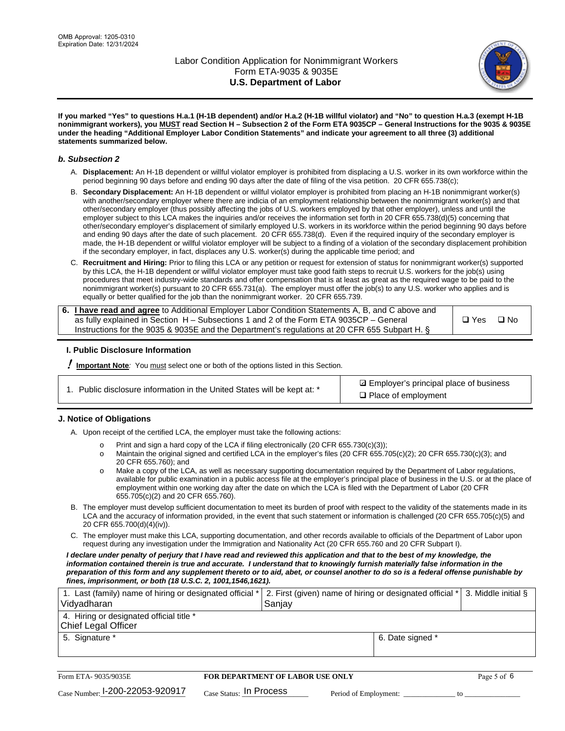**If you marked "Yes" to questions H.a.1 (H-1B dependent) and/or H.a.2 (H-1B willful violator) and "No" to question H.a.3 (exempt H-1B nonimmigrant workers), you MUST read Section H – Subsection 2 of the Form ETA 9035CP – General Instructions for the 9035 & 9035E under the heading "Additional Employer Labor Condition Statements" and indicate your agreement to all three (3) additional statements summarized below.**

### *b. Subsection 2*

A. **Displacement:** An H-1B dependent or willful violator employer is prohibited from displacing a U.S. worker in its own workforce within the period beginning 90 days before and ending 90 days after the date of filing of the visa petition. 20 CFR 655.738(c);

B. **Secondary Displacement:** An H-1B dependent or willful violator employer is prohibited from placing an H-1B nonimmigrant worker(s) with another/secondary employer where there are indicia of an employment relationship between the nonimmigrant worker(s) and that other/secondary employer (thus possibly affecting the jobs of U.S. workers employed by that other employer), unless and until the employer subject to this LCA makes the inquiries and/or receives the information set forth in 20 CFR 655.738(d)(5) concerning that other/secondary employer's displacement of similarly employed U.S. workers in its workforce within the period beginning 90 days before and ending 90 days after the date of such placement. 20 CFR 655.738(d). Even if the required inquiry of the secondary employer is made, the H-1B dependent or willful violator employer will be subject to a finding of a violation of the secondary displacement prohibition if the secondary employer, in fact, displaces any U.S. worker(s) during the applicable time period; and

C. **Recruitment and Hiring:** Prior to filing this LCA or any petition or request for extension of status for nonimmigrant worker(s) supported by this LCA, the H-1B dependent or willful violator employer must take good faith steps to recruit U.S. workers for the job(s) using procedures that meet industry-wide standards and offer compensation that is at least as great as the required wage to be paid to the nonimmigrant worker(s) pursuant to 20 CFR 655.731(a). The employer must offer the job(s) to any U.S. worker who applies and is equally or better qualified for the job than the nonimmigrant worker. 20 CFR 655.739.

| 6. **I have read and agree** to Additional Employer Labor Condition Statements A, B, and C above and as fully explained in Section H – Subsections 1 and 2 of the Form ETA 9035CP – General Instructions for the 9035 & 9035E and the Department's regulations at 20 CFR 655 Subpart H. § | ❑ Yes ❑ No |
|---|---|

## I. Public Disclosure Information

**!** **Important Note**: You must select one or both of the options listed in this Section.

| 1. Public disclosure information in the United States will be kept at: * | ☑ Employer's principal place of business<br>❑ Place of employment |
|---|---|

## J. Notice of Obligations

A. Upon receipt of the certified LCA, the employer must take the following actions:

- o Print and sign a hard copy of the LCA if filing electronically (20 CFR 655.730(c)(3));
- o Maintain the original signed and certified LCA in the employer's files (20 CFR 655.705(c)(2); 20 CFR 655.730(c)(3); and 20 CFR 655.760); and
- o Make a copy of the LCA, as well as necessary supporting documentation required by the Department of Labor regulations, available for public examination in a public access file at the employer's principal place of business in the U.S. or at the place of employment within one working day after the date on which the LCA is filed with the Department of Labor (20 CFR 655.705(c)(2) and 20 CFR 655.760).

B. The employer must develop sufficient documentation to meet its burden of proof with respect to the validity of the statements made in its LCA and the accuracy of information provided, in the event that such statement or information is challenged (20 CFR 655.705(c)(5) and 20 CFR 655.700(d)(4)(iv)).

C. The employer must make this LCA, supporting documentation, and other records available to officials of the Department of Labor upon request during any investigation under the Immigration and Nationality Act (20 CFR 655.760 and 20 CFR Subpart I).

***I declare under penalty of perjury that I have read and reviewed this application and that to the best of my knowledge, the information contained therein is true and accurate. I understand that to knowingly furnish materially false information in the preparation of this form and any supplement thereto or to aid, abet, or counsel another to do so is a federal offense punishable by fines, imprisonment, or both (18 U.S.C. 2, 1001,1546,1621).***

| 1. Last (family) name of hiring or designated official *<br>Vidyadharan | 2. First (given) name of hiring or designated official *<br>Sanjay | 3. Middle initial § |
|---|---|---|
| 4. Hiring or designated official title *<br>Chief Legal Officer | | |
| 5. Signature * | 6. Date signed * | |

Form ETA- 9035/9035E | **FOR DEPARTMENT OF LABOR USE ONLY**

Case Number: I-200-22053-920917   Case Status: In Process   Period of Employment: _____________ to _____________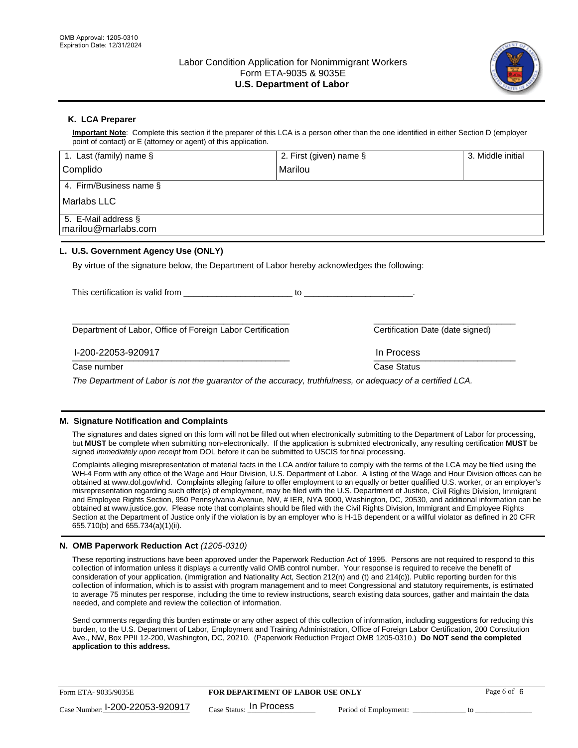## K. LCA Preparer

**Important Note**: Complete this section if the preparer of this LCA is a person other than the one identified in either Section D (employer point of contact) or E (attorney or agent) of this application.

| 1. Last (family) name § | 2. First (given) name § | 3. Middle initial |
|---|---|---|
| Complido | Marilou | |
| 4. Firm/Business name § | | |
| Marlabs LLC | | |
| 5. E-Mail address § | | |
| marilou@marlabs.com | | |

## L. U.S. Government Agency Use (ONLY)

By virtue of the signature below, the Department of Labor hereby acknowledges the following:

This certification is valid from ______________________ to ______________________.

______________________________________________ Department of Labor, Office of Foreign Labor Certification

______________________________ Certification Date (date signed)

I-200-22053-920917
Case number

In Process
Case Status

*The Department of Labor is not the guarantor of the accuracy, truthfulness, or adequacy of a certified LCA.*

## M. Signature Notification and Complaints

The signatures and dates signed on this form will not be filled out when electronically submitting to the Department of Labor for processing, but **MUST** be complete when submitting non-electronically. If the application is submitted electronically, any resulting certification **MUST** be signed *immediately upon receipt* from DOL before it can be submitted to USCIS for final processing.

Complaints alleging misrepresentation of material facts in the LCA and/or failure to comply with the terms of the LCA may be filed using the WH-4 Form with any office of the Wage and Hour Division, U.S. Department of Labor. A listing of the Wage and Hour Division offices can be obtained at www.dol.gov/whd. Complaints alleging failure to offer employment to an equally or better qualified U.S. worker, or an employer's misrepresentation regarding such offer(s) of employment, may be filed with the U.S. Department of Justice, Civil Rights Division, Immigrant and Employee Rights Section, 950 Pennsylvania Avenue, NW, # IER, NYA 9000, Washington, DC, 20530, and additional information can be obtained at www.justice.gov. Please note that complaints should be filed with the Civil Rights Division, Immigrant and Employee Rights Section at the Department of Justice only if the violation is by an employer who is H-1B dependent or a willful violator as defined in 20 CFR 655.710(b) and 655.734(a)(1)(ii).

## N. OMB Paperwork Reduction Act *(1205-0310)*

These reporting instructions have been approved under the Paperwork Reduction Act of 1995. Persons are not required to respond to this collection of information unless it displays a currently valid OMB control number. Your response is required to receive the benefit of consideration of your application. (Immigration and Nationality Act, Section 212(n) and (t) and 214(c)). Public reporting burden for this collection of information, which is to assist with program management and to meet Congressional and statutory requirements, is estimated to average 75 minutes per response, including the time to review instructions, search existing data sources, gather and maintain the data needed, and complete and review the collection of information.

Send comments regarding this burden estimate or any other aspect of this collection of information, including suggestions for reducing this burden, to the U.S. Department of Labor, Employment and Training Administration, Office of Foreign Labor Certification, 200 Constitution Ave., NW, Box PPII 12-200, Washington, DC, 20210. (Paperwork Reduction Project OMB 1205-0310.) **Do NOT send the completed application to this address.**